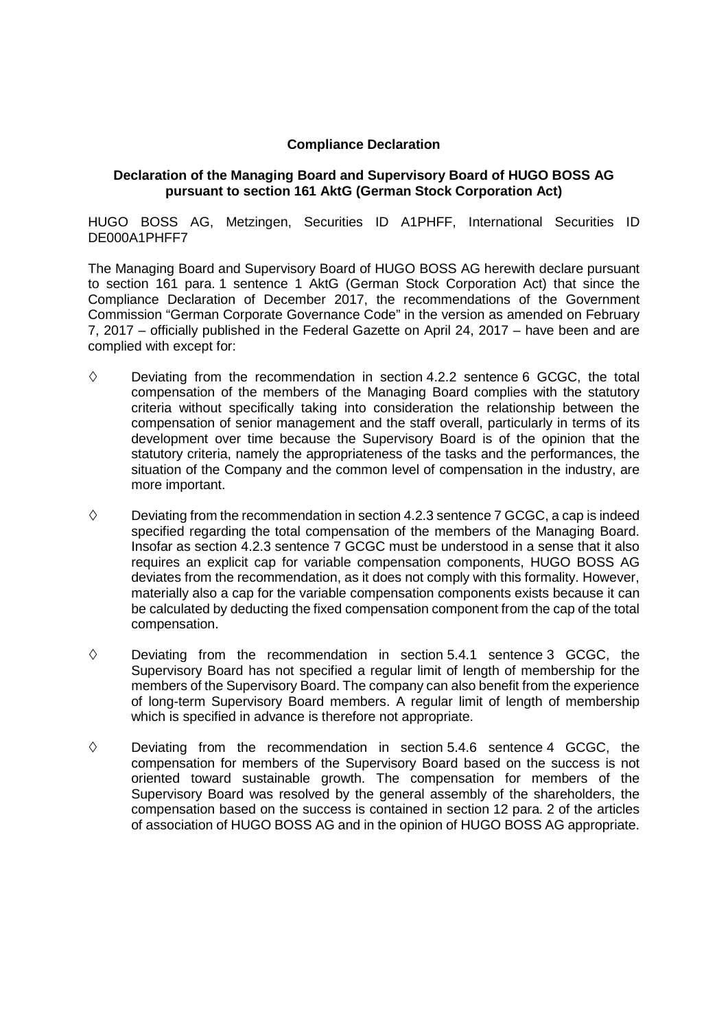**Compliance Declaration**

**Declaration of the Managing Board and Supervisory Board of HUGO BOSS AG pursuant to section 161 AktG (German Stock Corporation Act)**

HUGO BOSS AG, Metzingen, Securities ID A1PHFF, International Securities ID DE000A1PHFF7

The Managing Board and Supervisory Board of HUGO BOSS AG herewith declare pursuant to section 161 para. 1 sentence 1 AktG (German Stock Corporation Act) that since the Compliance Declaration of December 2017, the recommendations of the Government Commission "German Corporate Governance Code" in the version as amended on February 7, 2017 – officially published in the Federal Gazette on April 24, 2017 – have been and are complied with except for:

- Deviating from the recommendation in section 4.2.2 sentence 6 GCGC, the total compensation of the members of the Managing Board complies with the statutory criteria without specifically taking into consideration the relationship between the compensation of senior management and the staff overall, particularly in terms of its development over time because the Supervisory Board is of the opinion that the statutory criteria, namely the appropriateness of the tasks and the performances, the situation of the Company and the common level of compensation in the industry, are more important.

- Deviating from the recommendation in section 4.2.3 sentence 7 GCGC, a cap is indeed specified regarding the total compensation of the members of the Managing Board. Insofar as section 4.2.3 sentence 7 GCGC must be understood in a sense that it also requires an explicit cap for variable compensation components, HUGO BOSS AG deviates from the recommendation, as it does not comply with this formality. However, materially also a cap for the variable compensation components exists because it can be calculated by deducting the fixed compensation component from the cap of the total compensation.

- Deviating from the recommendation in section 5.4.1 sentence 3 GCGC, the Supervisory Board has not specified a regular limit of length of membership for the members of the Supervisory Board. The company can also benefit from the experience of long-term Supervisory Board members. A regular limit of length of membership which is specified in advance is therefore not appropriate.

- Deviating from the recommendation in section 5.4.6 sentence 4 GCGC, the compensation for members of the Supervisory Board based on the success is not oriented toward sustainable growth. The compensation for members of the Supervisory Board was resolved by the general assembly of the shareholders, the compensation based on the success is contained in section 12 para. 2 of the articles of association of HUGO BOSS AG and in the opinion of HUGO BOSS AG appropriate.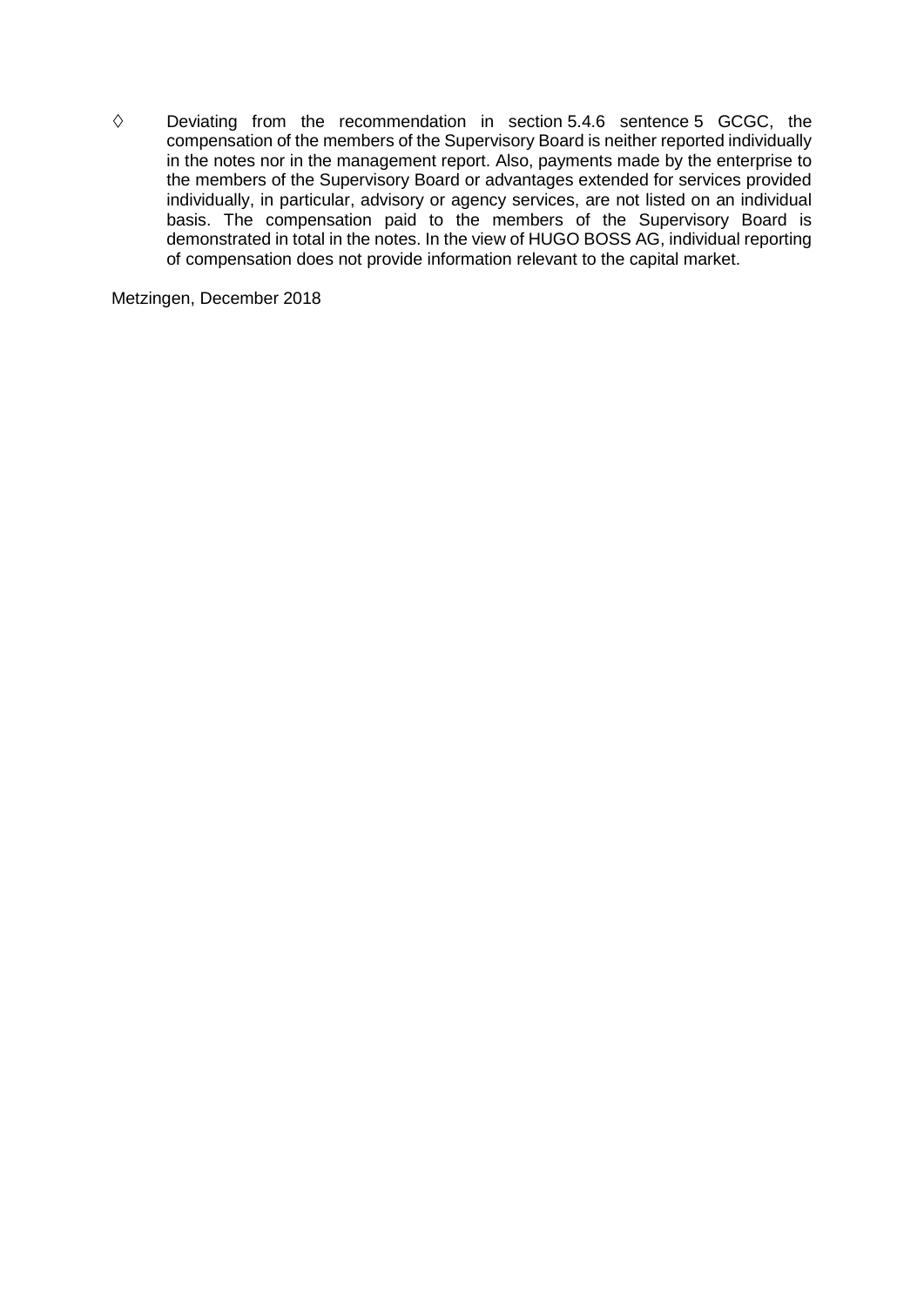- ◊ Deviating from the recommendation in section 5.4.6 sentence 5 GCGC, the compensation of the members of the Supervisory Board is neither reported individually in the notes nor in the management report. Also, payments made by the enterprise to the members of the Supervisory Board or advantages extended for services provided individually, in particular, advisory or agency services, are not listed on an individual basis. The compensation paid to the members of the Supervisory Board is demonstrated in total in the notes. In the view of HUGO BOSS AG, individual reporting of compensation does not provide information relevant to the capital market.

Metzingen, December 2018